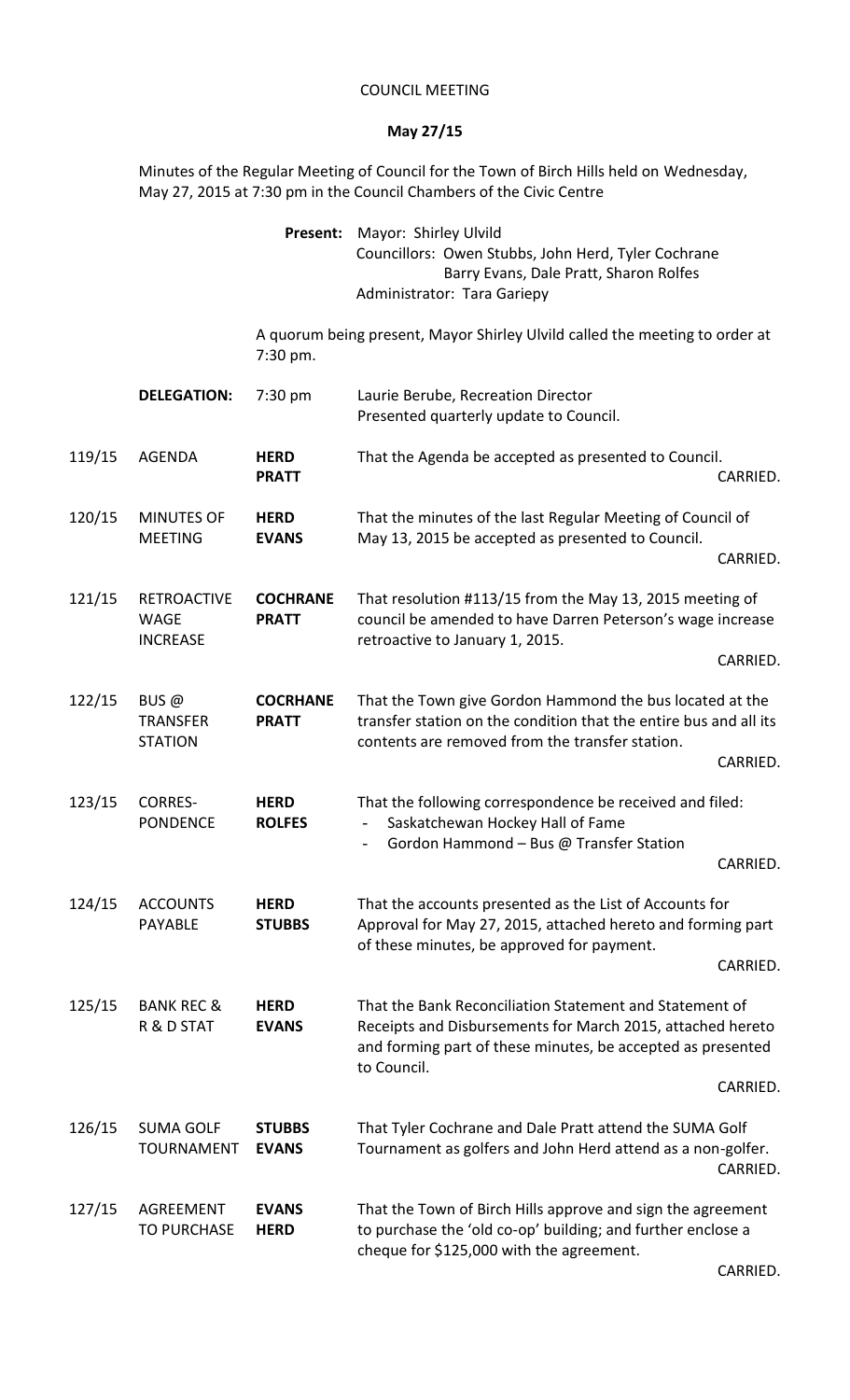# COUNCIL MEETING

## May 27/15

Minutes of the Regular Meeting of Council for the Town of Birch Hills held on Wednesday, May 27, 2015 at 7:30 pm in the Council Chambers of the Civic Centre

**Present:** Mayor: Shirley Ulvild
Councillors: Owen Stubbs, John Herd, Tyler Cochrane
Barry Evans, Dale Pratt, Sharon Rolfes
Administrator: Tara Gariepy

A quorum being present, Mayor Shirley Ulvild called the meeting to order at 7:30 pm.

| | | | |
|---|---|---|---|
| | **DELEGATION:** | 7:30 pm | Laurie Berube, Recreation Director<br>Presented quarterly update to Council. |
| 119/15 | AGENDA | **HERD**<br>**PRATT** | That the Agenda be accepted as presented to Council.<br>CARRIED. |
| 120/15 | MINUTES OF MEETING | **HERD**<br>**EVANS** | That the minutes of the last Regular Meeting of Council of May 13, 2015 be accepted as presented to Council.<br>CARRIED. |
| 121/15 | RETROACTIVE WAGE INCREASE | **COCHRANE**<br>**PRATT** | That resolution #113/15 from the May 13, 2015 meeting of council be amended to have Darren Peterson's wage increase retroactive to January 1, 2015.<br>CARRIED. |
| 122/15 | BUS @ TRANSFER STATION | **COCRHANE**<br>**PRATT** | That the Town give Gordon Hammond the bus located at the transfer station on the condition that the entire bus and all its contents are removed from the transfer station.<br>CARRIED. |
| 123/15 | CORRES-PONDENCE | **HERD**<br>**ROLFES** | That the following correspondence be received and filed:<br>- Saskatchewan Hockey Hall of Fame<br>- Gordon Hammond – Bus @ Transfer Station<br>CARRIED. |
| 124/15 | ACCOUNTS PAYABLE | **HERD**<br>**STUBBS** | That the accounts presented as the List of Accounts for Approval for May 27, 2015, attached hereto and forming part of these minutes, be approved for payment.<br>CARRIED. |
| 125/15 | BANK REC & R & D STAT | **HERD**<br>**EVANS** | That the Bank Reconciliation Statement and Statement of Receipts and Disbursements for March 2015, attached hereto and forming part of these minutes, be accepted as presented to Council.<br>CARRIED. |
| 126/15 | SUMA GOLF TOURNAMENT | **STUBBS**<br>**EVANS** | That Tyler Cochrane and Dale Pratt attend the SUMA Golf Tournament as golfers and John Herd attend as a non-golfer.<br>CARRIED. |
| 127/15 | AGREEMENT TO PURCHASE | **EVANS**<br>**HERD** | That the Town of Birch Hills approve and sign the agreement to purchase the 'old co-op' building; and further enclose a cheque for $125,000 with the agreement.<br>CARRIED. |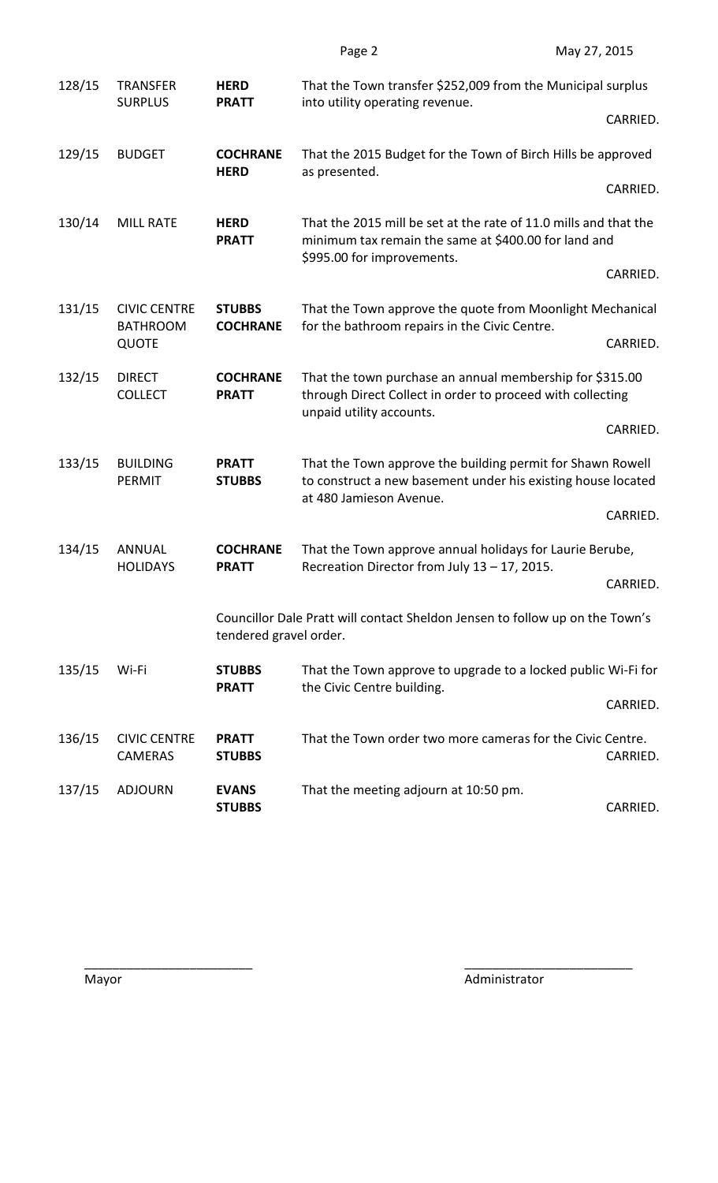| | | | |
|---|---|---|---|
| 128/15 | TRANSFER SURPLUS | **HERD** **PRATT** | That the Town transfer $252,009 from the Municipal surplus into utility operating revenue. CARRIED. |
| 129/15 | BUDGET | **COCHRANE** **HERD** | That the 2015 Budget for the Town of Birch Hills be approved as presented. CARRIED. |
| 130/14 | MILL RATE | **HERD** **PRATT** | That the 2015 mill be set at the rate of 11.0 mills and that the minimum tax remain the same at $400.00 for land and $995.00 for improvements. CARRIED. |
| 131/15 | CIVIC CENTRE BATHROOM QUOTE | **STUBBS** **COCHRANE** | That the Town approve the quote from Moonlight Mechanical for the bathroom repairs in the Civic Centre. CARRIED. |
| 132/15 | DIRECT COLLECT | **COCHRANE** **PRATT** | That the town purchase an annual membership for $315.00 through Direct Collect in order to proceed with collecting unpaid utility accounts. CARRIED. |
| 133/15 | BUILDING PERMIT | **PRATT** **STUBBS** | That the Town approve the building permit for Shawn Rowell to construct a new basement under his existing house located at 480 Jamieson Avenue. CARRIED. |
| 134/15 | ANNUAL HOLIDAYS | **COCHRANE** **PRATT** | That the Town approve annual holidays for Laurie Berube, Recreation Director from July 13 – 17, 2015. CARRIED. |
| | | | Councillor Dale Pratt will contact Sheldon Jensen to follow up on the Town's tendered gravel order. |
| 135/15 | Wi-Fi | **STUBBS** **PRATT** | That the Town approve to upgrade to a locked public Wi-Fi for the Civic Centre building. CARRIED. |
| 136/15 | CIVIC CENTRE CAMERAS | **PRATT** **STUBBS** | That the Town order two more cameras for the Civic Centre. CARRIED. |
| 137/15 | ADJOURN | **EVANS** **STUBBS** | That the meeting adjourn at 10:50 pm. CARRIED. |

________________________ Mayor

________________________ Administrator